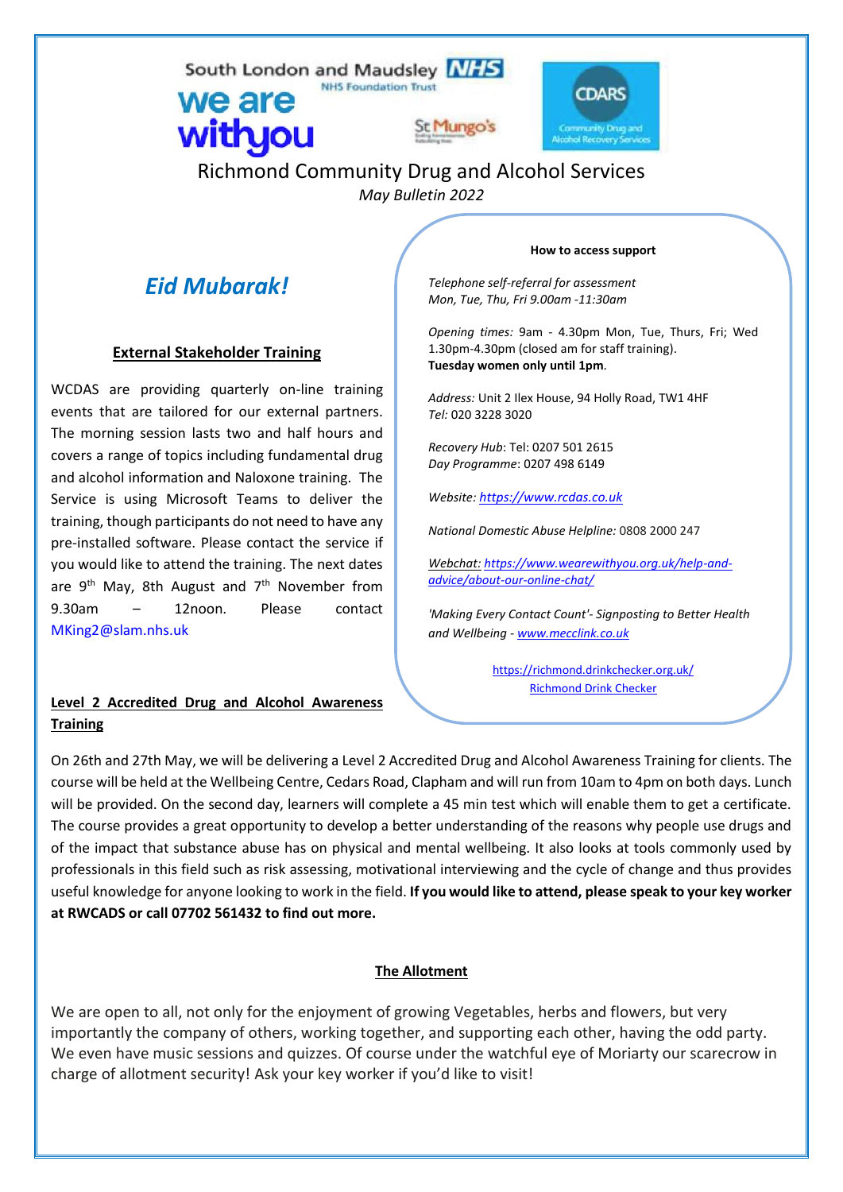South London and Maudsley NHS Foundation Trust

we are with you

St Mungo's

CDARS Community Drug and Alcohol Recovery Services

# Richmond Community Drug and Alcohol Services

*May Bulletin 2022*

## *Eid Mubarak!*

### External Stakeholder Training

WCDAS are providing quarterly on-line training events that are tailored for our external partners. The morning session lasts two and half hours and covers a range of topics including fundamental drug and alcohol information and Naloxone training. The Service is using Microsoft Teams to deliver the training, though participants do not need to have any pre-installed software. Please contact the service if you would like to attend the training. The next dates are 9th May, 8th August and 7th November from 9.30am – 12noon. Please contact MKing2@slam.nhs.uk

**How to access support**

*Telephone self-referral for assessment*
*Mon, Tue, Thu, Fri 9.00am -11:30am*

*Opening times:* 9am - 4.30pm Mon, Tue, Thurs, Fri; Wed 1.30pm-4.30pm (closed am for staff training).
**Tuesday women only until 1pm**.

*Address:* Unit 2 Ilex House, 94 Holly Road, TW1 4HF
*Tel:* 020 3228 3020

*Recovery Hub*: Tel: 0207 501 2615
*Day Programme*: 0207 498 6149

*Website: https://www.rcdas.co.uk*

*National Domestic Abuse Helpline:* 0808 2000 247

*Webchat: https://www.wearewithyou.org.uk/help-and-advice/about-our-online-chat/*

*'Making Every Contact Count'- Signposting to Better Health and Wellbeing - www.mecclink.co.uk*

https://richmond.drinkchecker.org.uk/
Richmond Drink Checker

### Level 2 Accredited Drug and Alcohol Awareness Training

On 26th and 27th May, we will be delivering a Level 2 Accredited Drug and Alcohol Awareness Training for clients. The course will be held at the Wellbeing Centre, Cedars Road, Clapham and will run from 10am to 4pm on both days. Lunch will be provided. On the second day, learners will complete a 45 min test which will enable them to get a certificate. The course provides a great opportunity to develop a better understanding of the reasons why people use drugs and of the impact that substance abuse has on physical and mental wellbeing. It also looks at tools commonly used by professionals in this field such as risk assessing, motivational interviewing and the cycle of change and thus provides useful knowledge for anyone looking to work in the field. **If you would like to attend, please speak to your key worker at RWCADS or call 07702 561432 to find out more.**

### The Allotment

We are open to all, not only for the enjoyment of growing Vegetables, herbs and flowers, but very importantly the company of others, working together, and supporting each other, having the odd party. We even have music sessions and quizzes. Of course under the watchful eye of Moriarty our scarecrow in charge of allotment security! Ask your key worker if you'd like to visit!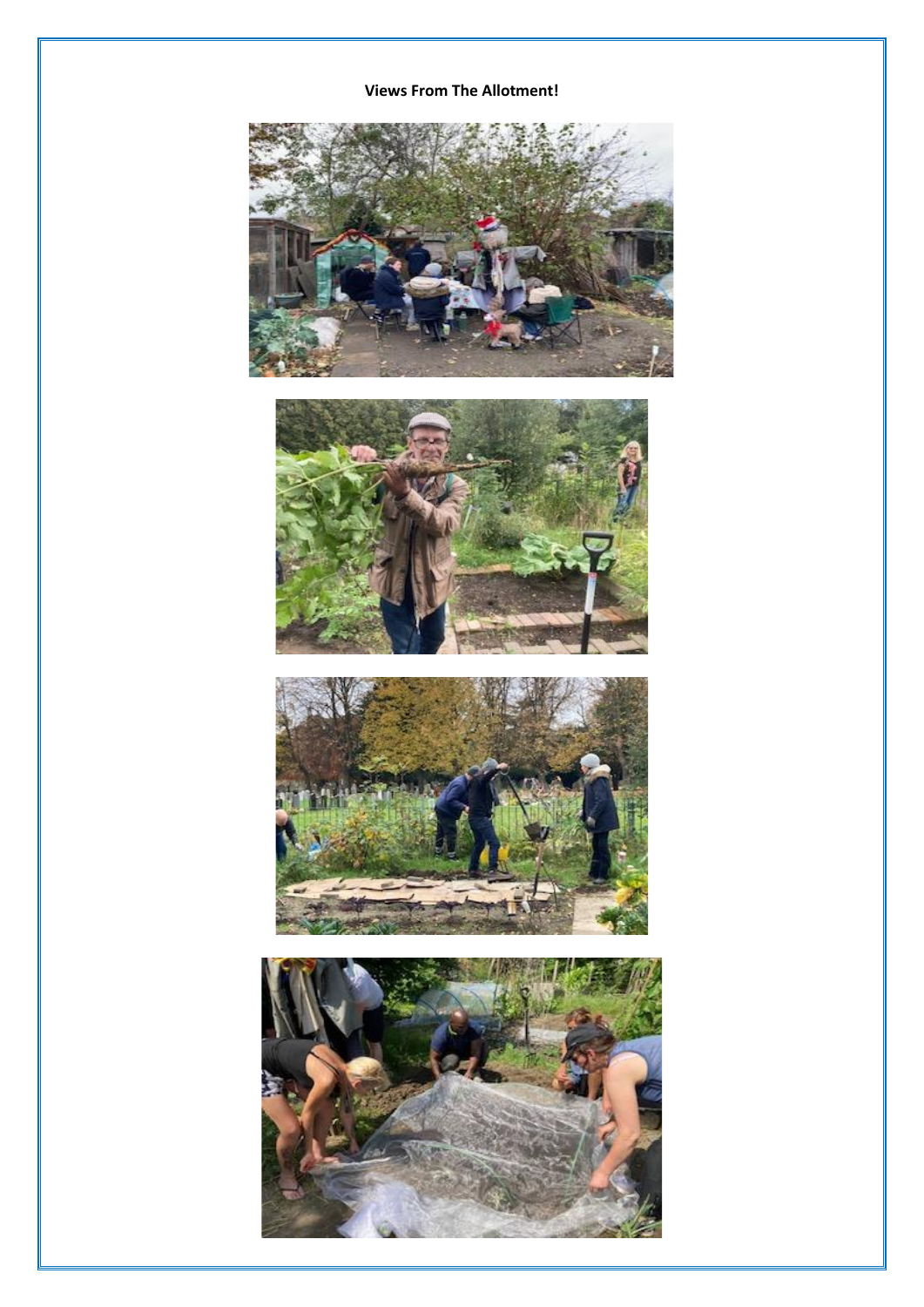**Views From The Allotment!**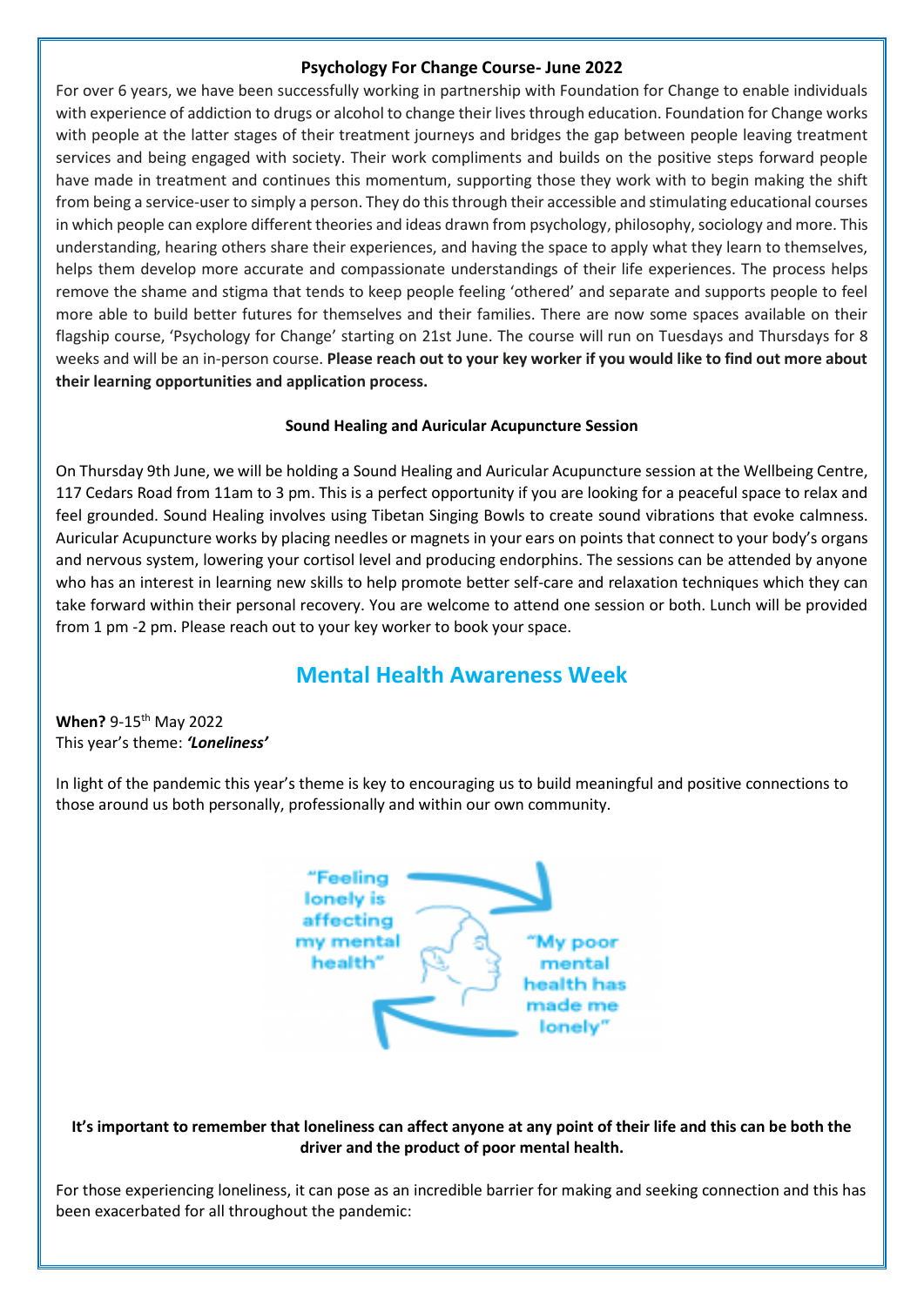**Psychology For Change Course- June 2022**

For over 6 years, we have been successfully working in partnership with Foundation for Change to enable individuals with experience of addiction to drugs or alcohol to change their lives through education. Foundation for Change works with people at the latter stages of their treatment journeys and bridges the gap between people leaving treatment services and being engaged with society. Their work compliments and builds on the positive steps forward people have made in treatment and continues this momentum, supporting those they work with to begin making the shift from being a service-user to simply a person. They do this through their accessible and stimulating educational courses in which people can explore different theories and ideas drawn from psychology, philosophy, sociology and more. This understanding, hearing others share their experiences, and having the space to apply what they learn to themselves, helps them develop more accurate and compassionate understandings of their life experiences. The process helps remove the shame and stigma that tends to keep people feeling 'othered' and separate and supports people to feel more able to build better futures for themselves and their families. There are now some spaces available on their flagship course, 'Psychology for Change' starting on 21st June. The course will run on Tuesdays and Thursdays for 8 weeks and will be an in-person course. **Please reach out to your key worker if you would like to find out more about their learning opportunities and application process.**

**Sound Healing and Auricular Acupuncture Session**

On Thursday 9th June, we will be holding a Sound Healing and Auricular Acupuncture session at the Wellbeing Centre, 117 Cedars Road from 11am to 3 pm. This is a perfect opportunity if you are looking for a peaceful space to relax and feel grounded. Sound Healing involves using Tibetan Singing Bowls to create sound vibrations that evoke calmness. Auricular Acupuncture works by placing needles or magnets in your ears on points that connect to your body's organs and nervous system, lowering your cortisol level and producing endorphins. The sessions can be attended by anyone who has an interest in learning new skills to help promote better self-care and relaxation techniques which they can take forward within their personal recovery. You are welcome to attend one session or both. Lunch will be provided from 1 pm -2 pm. Please reach out to your key worker to book your space.

## Mental Health Awareness Week

**When?** 9-15th May 2022
This year's theme: ***'Loneliness'***

In light of the pandemic this year's theme is key to encouraging us to build meaningful and positive connections to those around us both personally, professionally and within our own community.

"Feeling lonely is affecting my mental health"

"My poor mental health has made me lonely"

**It's important to remember that loneliness can affect anyone at any point of their life and this can be both the driver and the product of poor mental health.**

For those experiencing loneliness, it can pose as an incredible barrier for making and seeking connection and this has been exacerbated for all throughout the pandemic: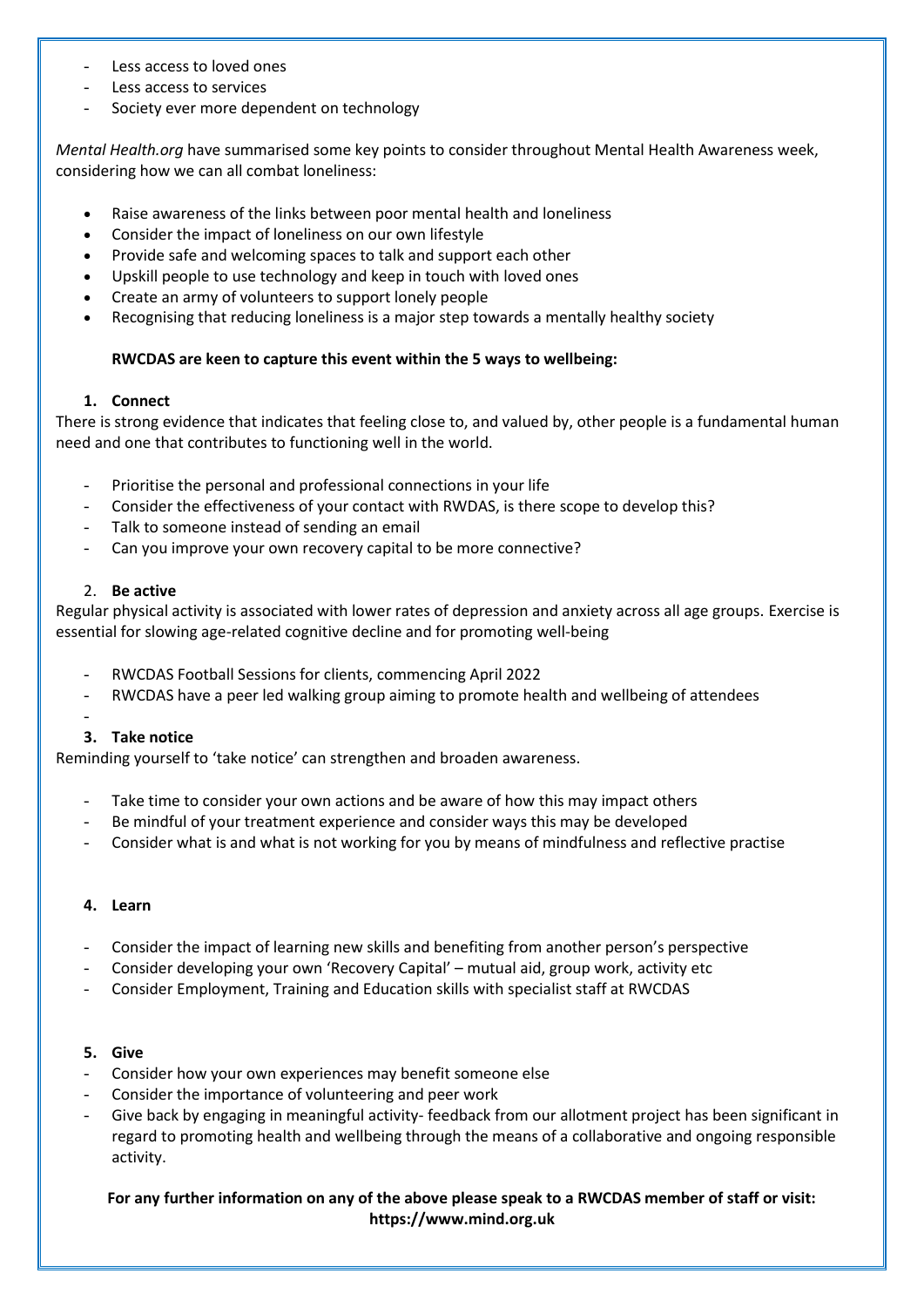- Less access to loved ones
- Less access to services
- Society ever more dependent on technology

*Mental Health.org* have summarised some key points to consider throughout Mental Health Awareness week, considering how we can all combat loneliness:

- Raise awareness of the links between poor mental health and loneliness
- Consider the impact of loneliness on our own lifestyle
- Provide safe and welcoming spaces to talk and support each other
- Upskill people to use technology and keep in touch with loved ones
- Create an army of volunteers to support lonely people
- Recognising that reducing loneliness is a major step towards a mentally healthy society

**RWCDAS are keen to capture this event within the 5 ways to wellbeing:**

**1. Connect**

There is strong evidence that indicates that feeling close to, and valued by, other people is a fundamental human need and one that contributes to functioning well in the world.

- Prioritise the personal and professional connections in your life
- Consider the effectiveness of your contact with RWDAS, is there scope to develop this?
- Talk to someone instead of sending an email
- Can you improve your own recovery capital to be more connective?

**2. Be active**

Regular physical activity is associated with lower rates of depression and anxiety across all age groups. Exercise is essential for slowing age-related cognitive decline and for promoting well-being

- RWCDAS Football Sessions for clients, commencing April 2022
- RWCDAS have a peer led walking group aiming to promote health and wellbeing of attendees
-

**3. Take notice**

Reminding yourself to 'take notice' can strengthen and broaden awareness.

- Take time to consider your own actions and be aware of how this may impact others
- Be mindful of your treatment experience and consider ways this may be developed
- Consider what is and what is not working for you by means of mindfulness and reflective practise

**4. Learn**

- Consider the impact of learning new skills and benefiting from another person's perspective
- Consider developing your own 'Recovery Capital' – mutual aid, group work, activity etc
- Consider Employment, Training and Education skills with specialist staff at RWCDAS

**5. Give**

- Consider how your own experiences may benefit someone else
- Consider the importance of volunteering and peer work
- Give back by engaging in meaningful activity- feedback from our allotment project has been significant in regard to promoting health and wellbeing through the means of a collaborative and ongoing responsible activity.

**For any further information on any of the above please speak to a RWCDAS member of staff or visit: https://www.mind.org.uk**